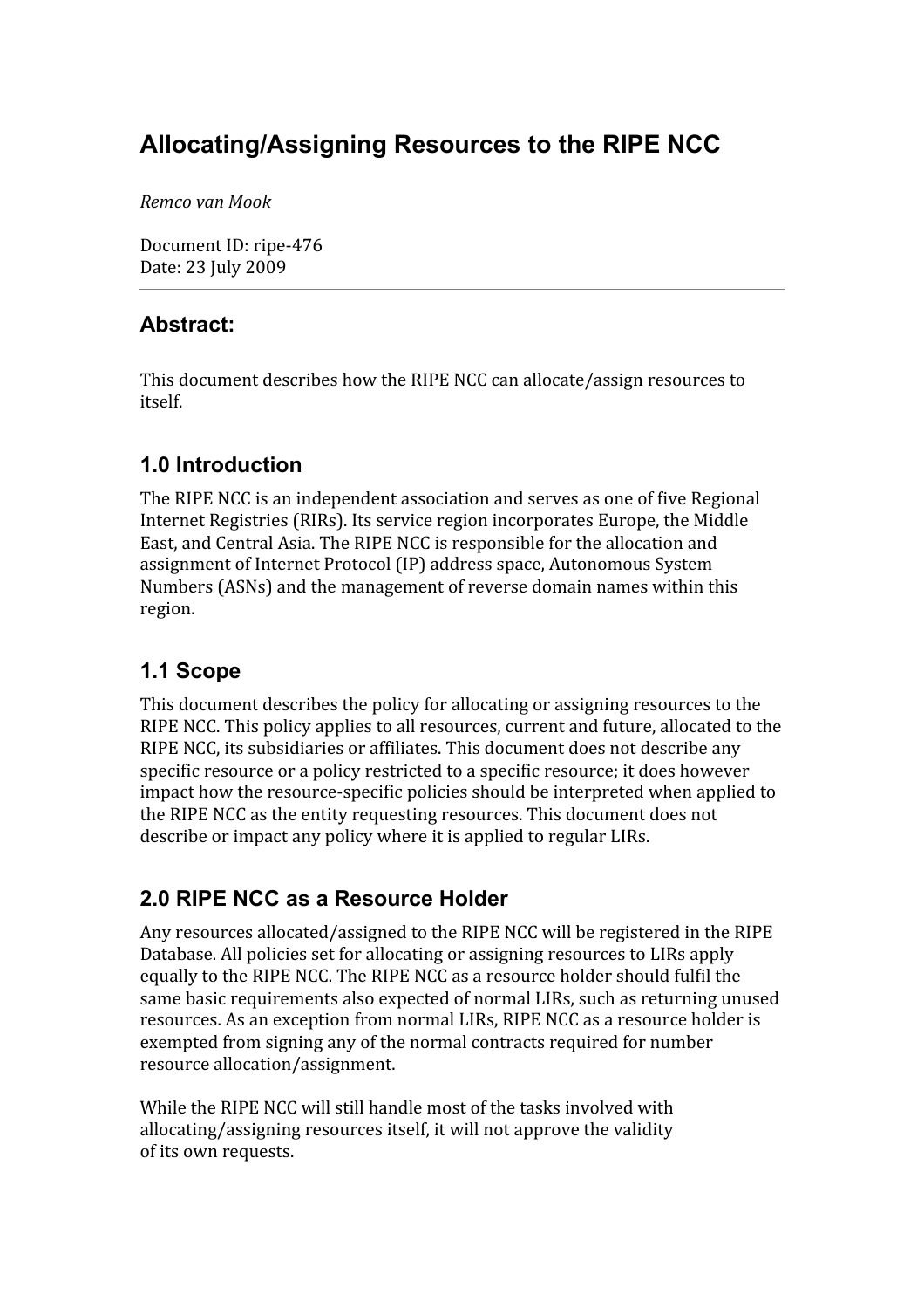# Allocating/Assigning Resources to the RIPE NCC

*Remco van Mook*

Document ID: ripe-476
Date: 23 July 2009

---

## Abstract:

This document describes how the RIPE NCC can allocate/assign resources to itself.

## 1.0 Introduction

The RIPE NCC is an independent association and serves as one of five Regional Internet Registries (RIRs). Its service region incorporates Europe, the Middle East, and Central Asia. The RIPE NCC is responsible for the allocation and assignment of Internet Protocol (IP) address space, Autonomous System Numbers (ASNs) and the management of reverse domain names within this region.

## 1.1 Scope

This document describes the policy for allocating or assigning resources to the RIPE NCC. This policy applies to all resources, current and future, allocated to the RIPE NCC, its subsidiaries or affiliates. This document does not describe any specific resource or a policy restricted to a specific resource; it does however impact how the resource-specific policies should be interpreted when applied to the RIPE NCC as the entity requesting resources. This document does not describe or impact any policy where it is applied to regular LIRs.

## 2.0 RIPE NCC as a Resource Holder

Any resources allocated/assigned to the RIPE NCC will be registered in the RIPE Database. All policies set for allocating or assigning resources to LIRs apply equally to the RIPE NCC. The RIPE NCC as a resource holder should fulfil the same basic requirements also expected of normal LIRs, such as returning unused resources. As an exception from normal LIRs, RIPE NCC as a resource holder is exempted from signing any of the normal contracts required for number resource allocation/assignment.

While the RIPE NCC will still handle most of the tasks involved with allocating/assigning resources itself, it will not approve the validity of its own requests.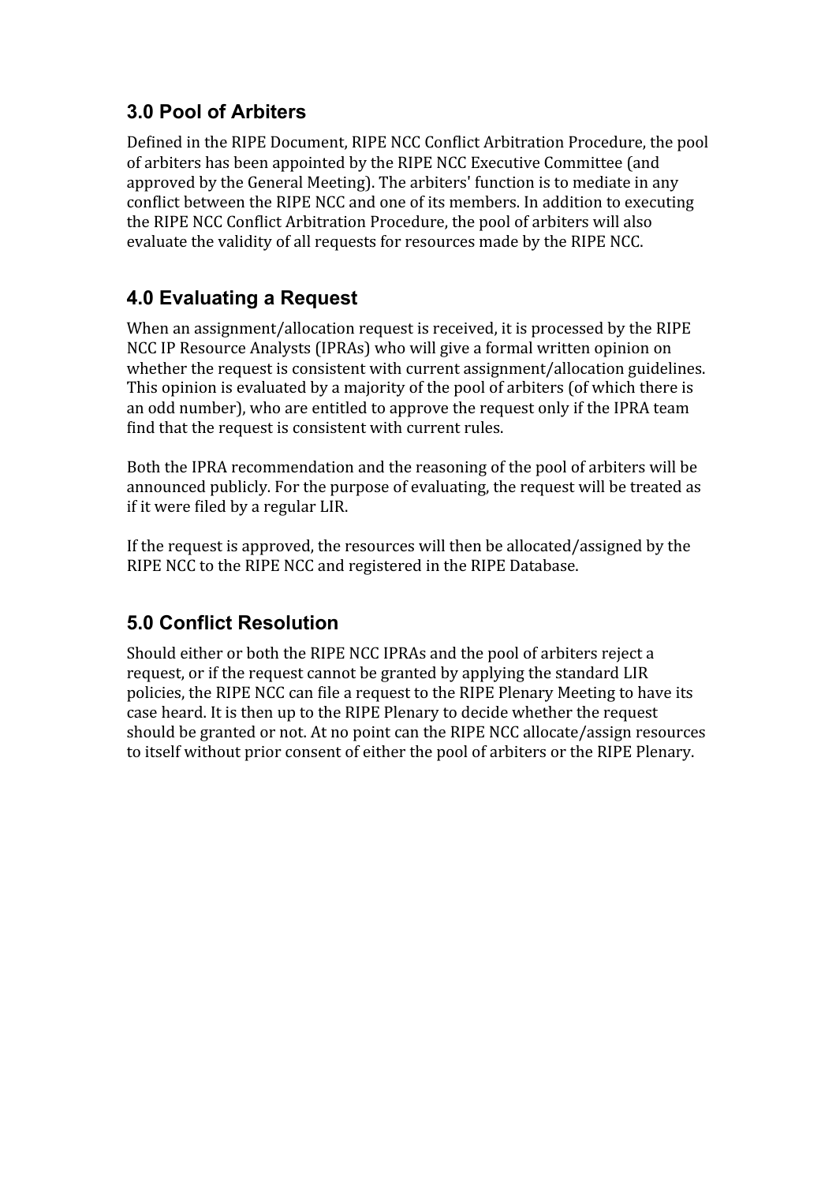## 3.0 Pool of Arbiters

Defined in the RIPE Document, RIPE NCC Conflict Arbitration Procedure, the pool of arbiters has been appointed by the RIPE NCC Executive Committee (and approved by the General Meeting). The arbiters' function is to mediate in any conflict between the RIPE NCC and one of its members. In addition to executing the RIPE NCC Conflict Arbitration Procedure, the pool of arbiters will also evaluate the validity of all requests for resources made by the RIPE NCC.

## 4.0 Evaluating a Request

When an assignment/allocation request is received, it is processed by the RIPE NCC IP Resource Analysts (IPRAs) who will give a formal written opinion on whether the request is consistent with current assignment/allocation guidelines. This opinion is evaluated by a majority of the pool of arbiters (of which there is an odd number), who are entitled to approve the request only if the IPRA team find that the request is consistent with current rules.

Both the IPRA recommendation and the reasoning of the pool of arbiters will be announced publicly. For the purpose of evaluating, the request will be treated as if it were filed by a regular LIR.

If the request is approved, the resources will then be allocated/assigned by the RIPE NCC to the RIPE NCC and registered in the RIPE Database.

## 5.0 Conflict Resolution

Should either or both the RIPE NCC IPRAs and the pool of arbiters reject a request, or if the request cannot be granted by applying the standard LIR policies, the RIPE NCC can file a request to the RIPE Plenary Meeting to have its case heard. It is then up to the RIPE Plenary to decide whether the request should be granted or not. At no point can the RIPE NCC allocate/assign resources to itself without prior consent of either the pool of arbiters or the RIPE Plenary.